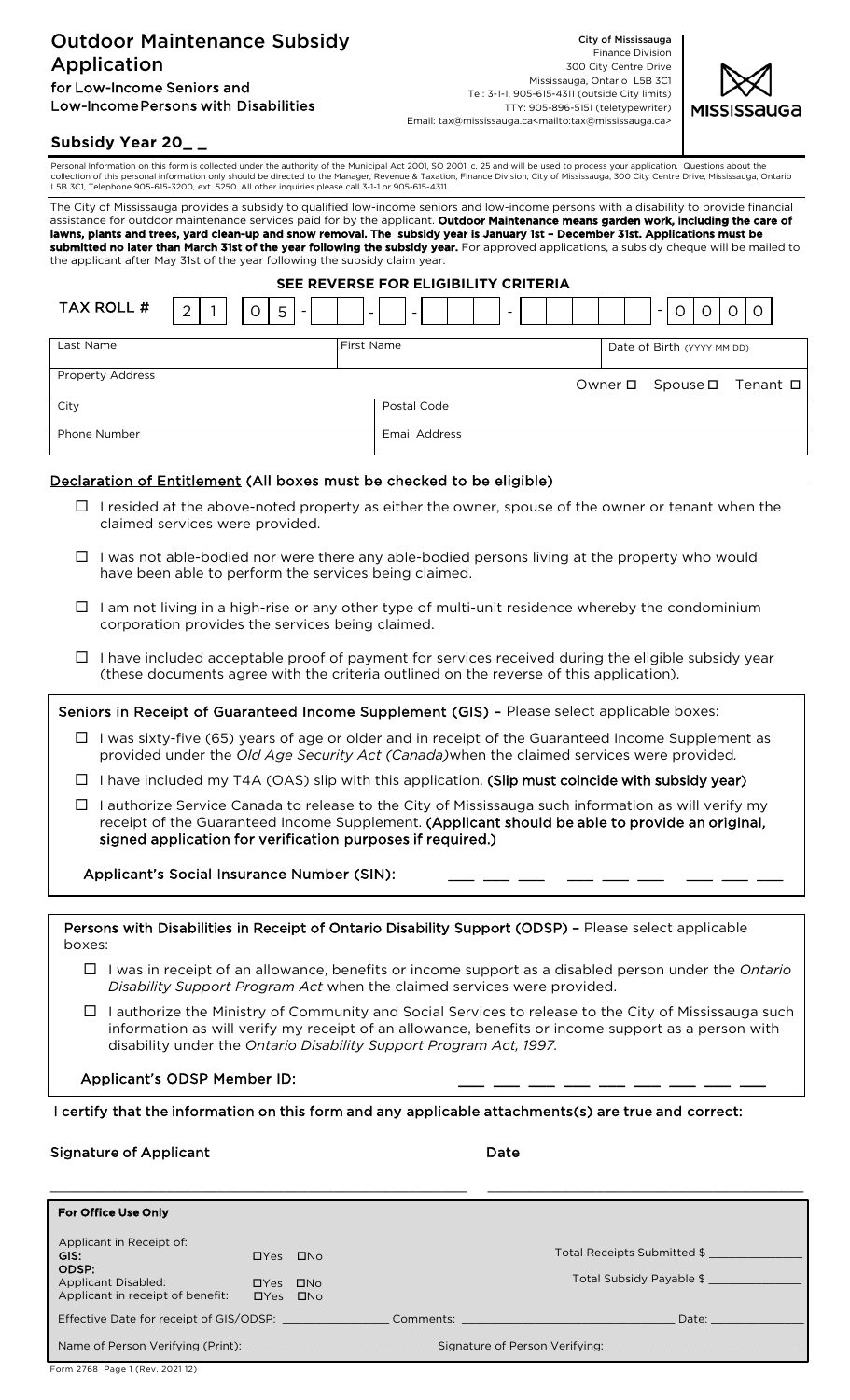# Outdoor Maintenance Subsidy Application

## for Low-Income Seniors and Low-Income Persons with Disabilities

City of Mississauga
Finance Division
300 City Centre Drive
Mississauga, Ontario L5B 3C1
Tel: 3-1-1, 905-615-4311 (outside City limits)
TTY: 905-896-5151 (teletypewriter)
Email: tax@mississauga.ca<mailto:tax@mississauga.ca>

MISSISSAUGA

## Subsidy Year 20_ _

Personal Information on this form is collected under the authority of the Municipal Act 2001, SO 2001, c. 25 and will be used to process your application. Questions about the collection of this personal information only should be directed to the Manager, Revenue & Taxation, Finance Division, City of Mississauga, 300 City Centre Drive, Mississauga, Ontario L5B 3C1, Telephone 905-615-3200, ext. 5250. All other inquiries please call 3-1-1 or 905-615-4311.

The City of Mississauga provides a subsidy to qualified low-income seniors and low-income persons with a disability to provide financial assistance for outdoor maintenance services paid for by the applicant. **Outdoor Maintenance means garden work, including the care of lawns, plants and trees, yard clean-up and snow removal. The subsidy year is January 1st – December 31st. Applications must be submitted no later than March 31st of the year following the subsidy year.** For approved applications, a subsidy cheque will be mailed to the applicant after May 31st of the year following the subsidy claim year.

**SEE REVERSE FOR ELIGIBILITY CRITERIA**

TAX ROLL # 2 1 0 5 - _ _ _ - _ _ _ _ - _ _ _ _ _ _ - 0 0 0 0

| | | |
|---|---|---|
| Last Name | First Name | Date of Birth (YYYY MM DD) |
| Property Address | | Owner ☐ Spouse ☐ Tenant ☐ |
| City | Postal Code | |
| Phone Number | Email Address | |

### Declaration of Entitlement (All boxes must be checked to be eligible)

- ☐ I resided at the above-noted property as either the owner, spouse of the owner or tenant when the claimed services were provided.
- ☐ I was not able-bodied nor were there any able-bodied persons living at the property who would have been able to perform the services being claimed.
- ☐ I am not living in a high-rise or any other type of multi-unit residence whereby the condominium corporation provides the services being claimed.
- ☐ I have included acceptable proof of payment for services received during the eligible subsidy year (these documents agree with the criteria outlined on the reverse of this application).

### Seniors in Receipt of Guaranteed Income Supplement (GIS) – Please select applicable boxes:

- ☐ I was sixty-five (65) years of age or older and in receipt of the Guaranteed Income Supplement as provided under the *Old Age Security Act (Canada)* when the claimed services were provided.
- ☐ I have included my T4A (OAS) slip with this application. **(Slip must coincide with subsidy year)**
- ☐ I authorize Service Canada to release to the City of Mississauga such information as will verify my receipt of the Guaranteed Income Supplement. **(Applicant should be able to provide an original, signed application for verification purposes if required.)**

Applicant's Social Insurance Number (SIN): ___ ___ ___ ___ ___ ___ ___ ___ ___

### Persons with Disabilities in Receipt of Ontario Disability Support (ODSP) – Please select applicable boxes:

- ☐ I was in receipt of an allowance, benefits or income support as a disabled person under the *Ontario Disability Support Program Act* when the claimed services were provided.
- ☐ I authorize the Ministry of Community and Social Services to release to the City of Mississauga such information as will verify my receipt of an allowance, benefits or income support as a person with disability under the *Ontario Disability Support Program Act, 1997*.

Applicant's ODSP Member ID: ___ ___ ___ ___ ___ ___ ___ ___ ___

**I certify that the information on this form and any applicable attachments(s) are true and correct:**

Signature of Applicant ______________________________ Date ______________________________

### For Office Use Only

Applicant in Receipt of:
GIS: ☐Yes ☐No
ODSP:
Applicant Disabled: ☐Yes ☐No
Applicant in receipt of benefit: ☐Yes ☐No

Total Receipts Submitted $ ____________

Total Subsidy Payable $ ____________

Effective Date for receipt of GIS/ODSP: ____________ Comments: ____________ Date: ____________

Name of Person Verifying (Print): ____________ Signature of Person Verifying: ____________

Form 2768 Page 1 (Rev. 2021 12)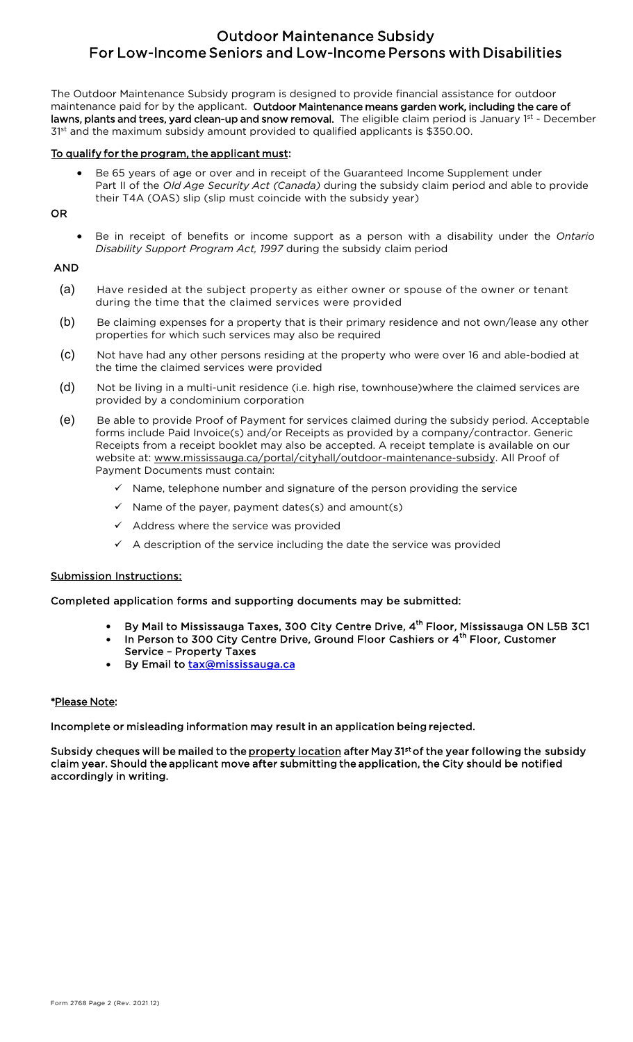# Outdoor Maintenance Subsidy
# For Low-Income Seniors and Low-Income Persons with Disabilities

The Outdoor Maintenance Subsidy program is designed to provide financial assistance for outdoor maintenance paid for by the applicant. **Outdoor Maintenance means garden work, including the care of lawns, plants and trees, yard clean-up and snow removal.** The eligible claim period is January 1st - December 31st and the maximum subsidy amount provided to qualified applicants is $350.00.

**To qualify for the program, the applicant must:**

- Be 65 years of age or over and in receipt of the Guaranteed Income Supplement under Part II of the *Old Age Security Act (Canada)* during the subsidy claim period and able to provide their T4A (OAS) slip (slip must coincide with the subsidy year)

**OR**

- Be in receipt of benefits or income support as a person with a disability under the *Ontario Disability Support Program Act, 1997* during the subsidy claim period

**AND**

(a) Have resided at the subject property as either owner or spouse of the owner or tenant during the time that the claimed services were provided

(b) Be claiming expenses for a property that is their primary residence and not own/lease any other properties for which such services may also be required

(c) Not have had any other persons residing at the property who were over 16 and able-bodied at the time the claimed services were provided

(d) Not be living in a multi-unit residence (i.e. high rise, townhouse)where the claimed services are provided by a condominium corporation

(e) Be able to provide Proof of Payment for services claimed during the subsidy period. Acceptable forms include Paid Invoice(s) and/or Receipts as provided by a company/contractor. Generic Receipts from a receipt booklet may also be accepted. A receipt template is available on our website at: www.mississauga.ca/portal/cityhall/outdoor-maintenance-subsidy. All Proof of Payment Documents must contain:

- ✓ Name, telephone number and signature of the person providing the service
- ✓ Name of the payer, payment dates(s) and amount(s)
- ✓ Address where the service was provided
- ✓ A description of the service including the date the service was provided

**Submission Instructions:**

**Completed application forms and supporting documents may be submitted:**

- **By Mail to Mississauga Taxes, 300 City Centre Drive, 4th Floor, Mississauga ON L5B 3C1**
- **In Person to 300 City Centre Drive, Ground Floor Cashiers or 4th Floor, Customer Service – Property Taxes**
- **By Email to tax@mississauga.ca**

**\*Please Note:**

**Incomplete or misleading information may result in an application being rejected.**

**Subsidy cheques will be mailed to the property location after May 31st of the year following the subsidy claim year. Should the applicant move after submitting the application, the City should be notified accordingly in writing.**

Form 2768 Page 2 (Rev. 2021 12)